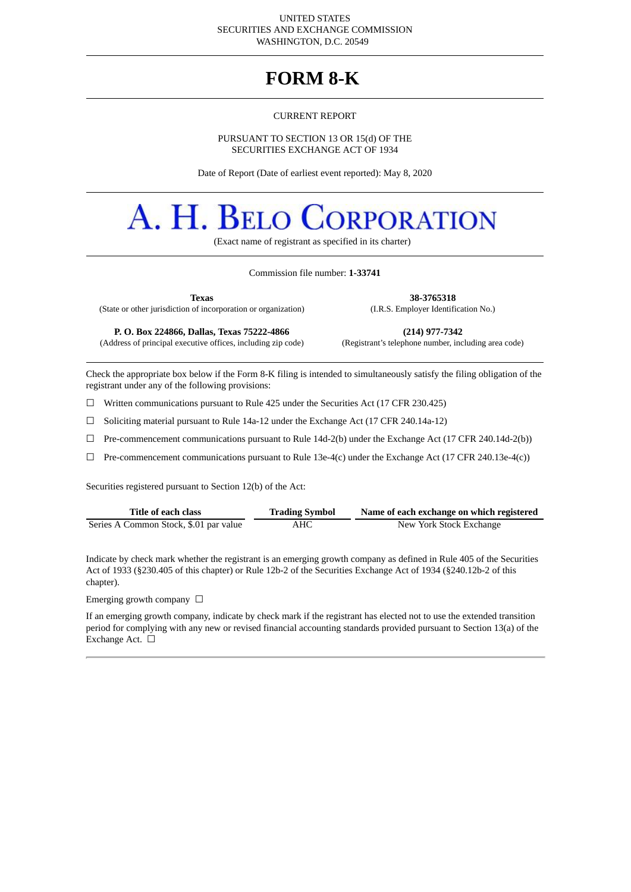UNITED STATES
SECURITIES AND EXCHANGE COMMISSION
WASHINGTON, D.C. 20549

# FORM 8-K

CURRENT REPORT

PURSUANT TO SECTION 13 OR 15(d) OF THE
SECURITIES EXCHANGE ACT OF 1934

Date of Report (Date of earliest event reported): May 8, 2020

# A. H. BELO CORPORATION

(Exact name of registrant as specified in its charter)

Commission file number: **1-33741**

| **Texas** | **38-3765318** |
|---|---|
| (State or other jurisdiction of incorporation or organization) | (I.R.S. Employer Identification No.) |
| **P. O. Box 224866, Dallas, Texas 75222-4866** | **(214) 977-7342** |
| (Address of principal executive offices, including zip code) | (Registrant's telephone number, including area code) |

Check the appropriate box below if the Form 8-K filing is intended to simultaneously satisfy the filing obligation of the registrant under any of the following provisions:

☐ Written communications pursuant to Rule 425 under the Securities Act (17 CFR 230.425)

☐ Soliciting material pursuant to Rule 14a-12 under the Exchange Act (17 CFR 240.14a-12)

☐ Pre-commencement communications pursuant to Rule 14d-2(b) under the Exchange Act (17 CFR 240.14d-2(b))

☐ Pre-commencement communications pursuant to Rule 13e-4(c) under the Exchange Act (17 CFR 240.13e-4(c))

Securities registered pursuant to Section 12(b) of the Act:

| Title of each class | Trading Symbol | Name of each exchange on which registered |
|---|---|---|
| Series A Common Stock, $.01 par value | AHC | New York Stock Exchange |

Indicate by check mark whether the registrant is an emerging growth company as defined in Rule 405 of the Securities Act of 1933 (§230.405 of this chapter) or Rule 12b-2 of the Securities Exchange Act of 1934 (§240.12b-2 of this chapter).

Emerging growth company ☐

If an emerging growth company, indicate by check mark if the registrant has elected not to use the extended transition period for complying with any new or revised financial accounting standards provided pursuant to Section 13(a) of the Exchange Act. ☐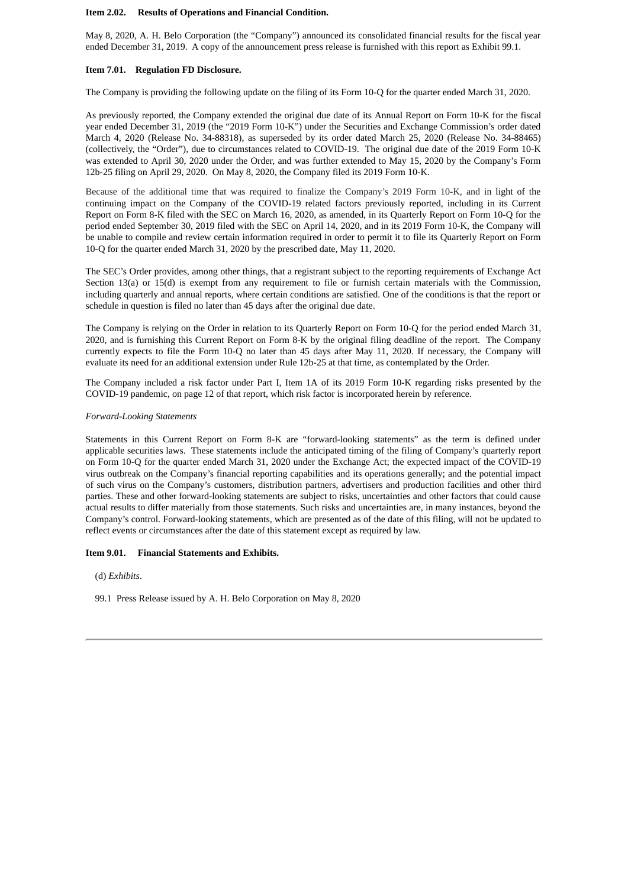**Item 2.02. Results of Operations and Financial Condition.**

May 8, 2020, A. H. Belo Corporation (the "Company") announced its consolidated financial results for the fiscal year ended December 31, 2019. A copy of the announcement press release is furnished with this report as Exhibit 99.1.

**Item 7.01. Regulation FD Disclosure.**

The Company is providing the following update on the filing of its Form 10-Q for the quarter ended March 31, 2020.

As previously reported, the Company extended the original due date of its Annual Report on Form 10-K for the fiscal year ended December 31, 2019 (the "2019 Form 10-K") under the Securities and Exchange Commission's order dated March 4, 2020 (Release No. 34-88318), as superseded by its order dated March 25, 2020 (Release No. 34-88465) (collectively, the "Order"), due to circumstances related to COVID-19. The original due date of the 2019 Form 10-K was extended to April 30, 2020 under the Order, and was further extended to May 15, 2020 by the Company's Form 12b-25 filing on April 29, 2020. On May 8, 2020, the Company filed its 2019 Form 10-K.

Because of the additional time that was required to finalize the Company's 2019 Form 10-K, and in light of the continuing impact on the Company of the COVID-19 related factors previously reported, including in its Current Report on Form 8-K filed with the SEC on March 16, 2020, as amended, in its Quarterly Report on Form 10-Q for the period ended September 30, 2019 filed with the SEC on April 14, 2020, and in its 2019 Form 10-K, the Company will be unable to compile and review certain information required in order to permit it to file its Quarterly Report on Form 10-Q for the quarter ended March 31, 2020 by the prescribed date, May 11, 2020.

The SEC's Order provides, among other things, that a registrant subject to the reporting requirements of Exchange Act Section 13(a) or 15(d) is exempt from any requirement to file or furnish certain materials with the Commission, including quarterly and annual reports, where certain conditions are satisfied. One of the conditions is that the report or schedule in question is filed no later than 45 days after the original due date.

The Company is relying on the Order in relation to its Quarterly Report on Form 10-Q for the period ended March 31, 2020, and is furnishing this Current Report on Form 8-K by the original filing deadline of the report. The Company currently expects to file the Form 10-Q no later than 45 days after May 11, 2020. If necessary, the Company will evaluate its need for an additional extension under Rule 12b-25 at that time, as contemplated by the Order.

The Company included a risk factor under Part I, Item 1A of its 2019 Form 10-K regarding risks presented by the COVID-19 pandemic, on page 12 of that report, which risk factor is incorporated herein by reference.

*Forward-Looking Statements*

Statements in this Current Report on Form 8-K are "forward-looking statements" as the term is defined under applicable securities laws. These statements include the anticipated timing of the filing of Company's quarterly report on Form 10-Q for the quarter ended March 31, 2020 under the Exchange Act; the expected impact of the COVID-19 virus outbreak on the Company's financial reporting capabilities and its operations generally; and the potential impact of such virus on the Company's customers, distribution partners, advertisers and production facilities and other third parties. These and other forward-looking statements are subject to risks, uncertainties and other factors that could cause actual results to differ materially from those statements. Such risks and uncertainties are, in many instances, beyond the Company's control. Forward-looking statements, which are presented as of the date of this filing, will not be updated to reflect events or circumstances after the date of this statement except as required by law.

**Item 9.01. Financial Statements and Exhibits.**

(d) *Exhibits*.

99.1 Press Release issued by A. H. Belo Corporation on May 8, 2020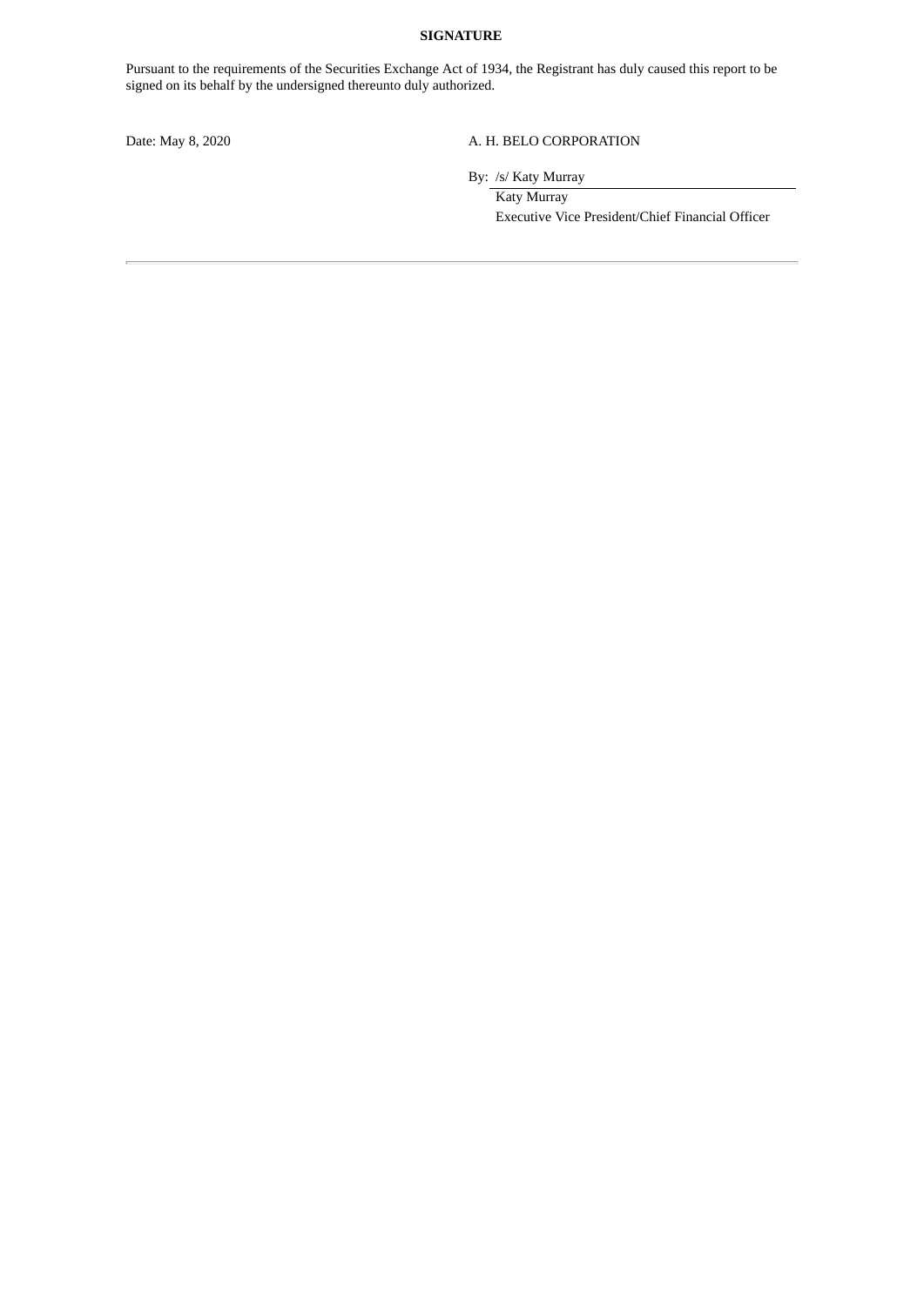**SIGNATURE**

Pursuant to the requirements of the Securities Exchange Act of 1934, the Registrant has duly caused this report to be signed on its behalf by the undersigned thereunto duly authorized.

Date: May 8, 2020

A. H. BELO CORPORATION

By: /s/ Katy Murray

Katy Murray

Executive Vice President/Chief Financial Officer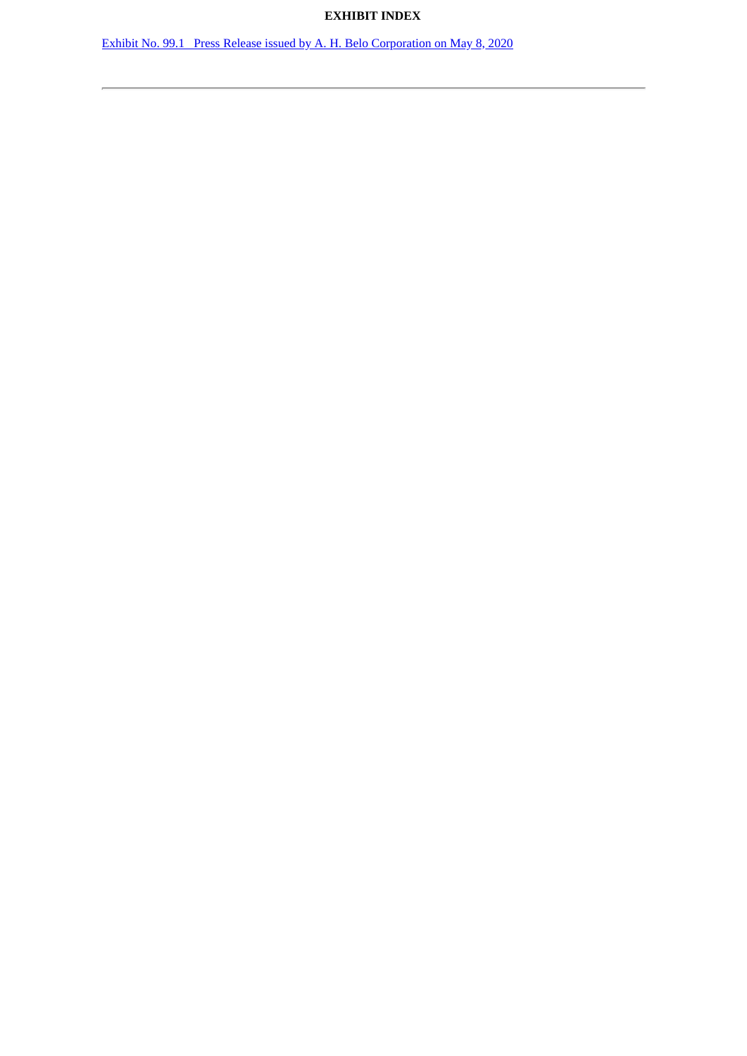**EXHIBIT INDEX**

Exhibit No. 99.1 Press Release issued by A. H. Belo Corporation on May 8, 2020

---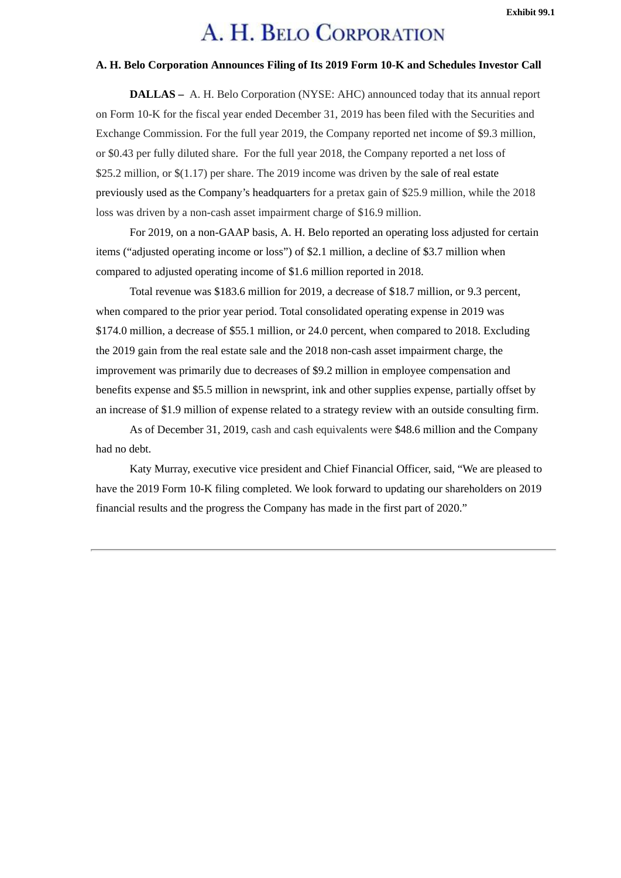Exhibit 99.1

# A. H. Belo Corporation

**A. H. Belo Corporation Announces Filing of Its 2019 Form 10-K and Schedules Investor Call**

**DALLAS –** A. H. Belo Corporation (NYSE: AHC) announced today that its annual report on Form 10-K for the fiscal year ended December 31, 2019 has been filed with the Securities and Exchange Commission. For the full year 2019, the Company reported net income of $9.3 million, or $0.43 per fully diluted share. For the full year 2018, the Company reported a net loss of $25.2 million, or $(1.17) per share. The 2019 income was driven by the sale of real estate previously used as the Company's headquarters for a pretax gain of $25.9 million, while the 2018 loss was driven by a non-cash asset impairment charge of $16.9 million.

For 2019, on a non-GAAP basis, A. H. Belo reported an operating loss adjusted for certain items ("adjusted operating income or loss") of $2.1 million, a decline of $3.7 million when compared to adjusted operating income of $1.6 million reported in 2018.

Total revenue was $183.6 million for 2019, a decrease of $18.7 million, or 9.3 percent, when compared to the prior year period. Total consolidated operating expense in 2019 was $174.0 million, a decrease of $55.1 million, or 24.0 percent, when compared to 2018. Excluding the 2019 gain from the real estate sale and the 2018 non-cash asset impairment charge, the improvement was primarily due to decreases of $9.2 million in employee compensation and benefits expense and $5.5 million in newsprint, ink and other supplies expense, partially offset by an increase of $1.9 million of expense related to a strategy review with an outside consulting firm.

As of December 31, 2019, cash and cash equivalents were $48.6 million and the Company had no debt.

Katy Murray, executive vice president and Chief Financial Officer, said, "We are pleased to have the 2019 Form 10-K filing completed. We look forward to updating our shareholders on 2019 financial results and the progress the Company has made in the first part of 2020."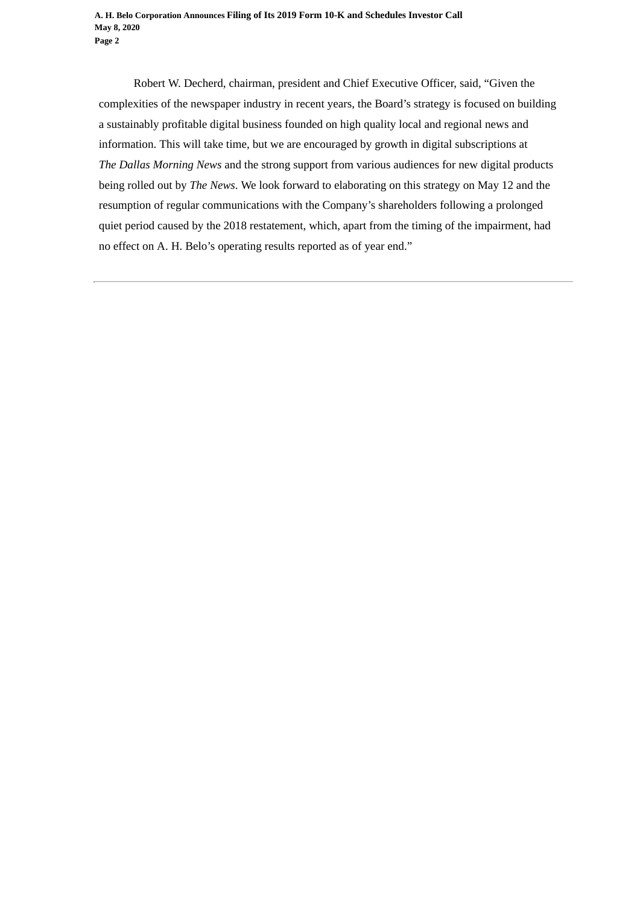Robert W. Decherd, chairman, president and Chief Executive Officer, said, "Given the complexities of the newspaper industry in recent years, the Board's strategy is focused on building a sustainably profitable digital business founded on high quality local and regional news and information. This will take time, but we are encouraged by growth in digital subscriptions at *The Dallas Morning News* and the strong support from various audiences for new digital products being rolled out by *The News*. We look forward to elaborating on this strategy on May 12 and the resumption of regular communications with the Company's shareholders following a prolonged quiet period caused by the 2018 restatement, which, apart from the timing of the impairment, had no effect on A. H. Belo's operating results reported as of year end."

---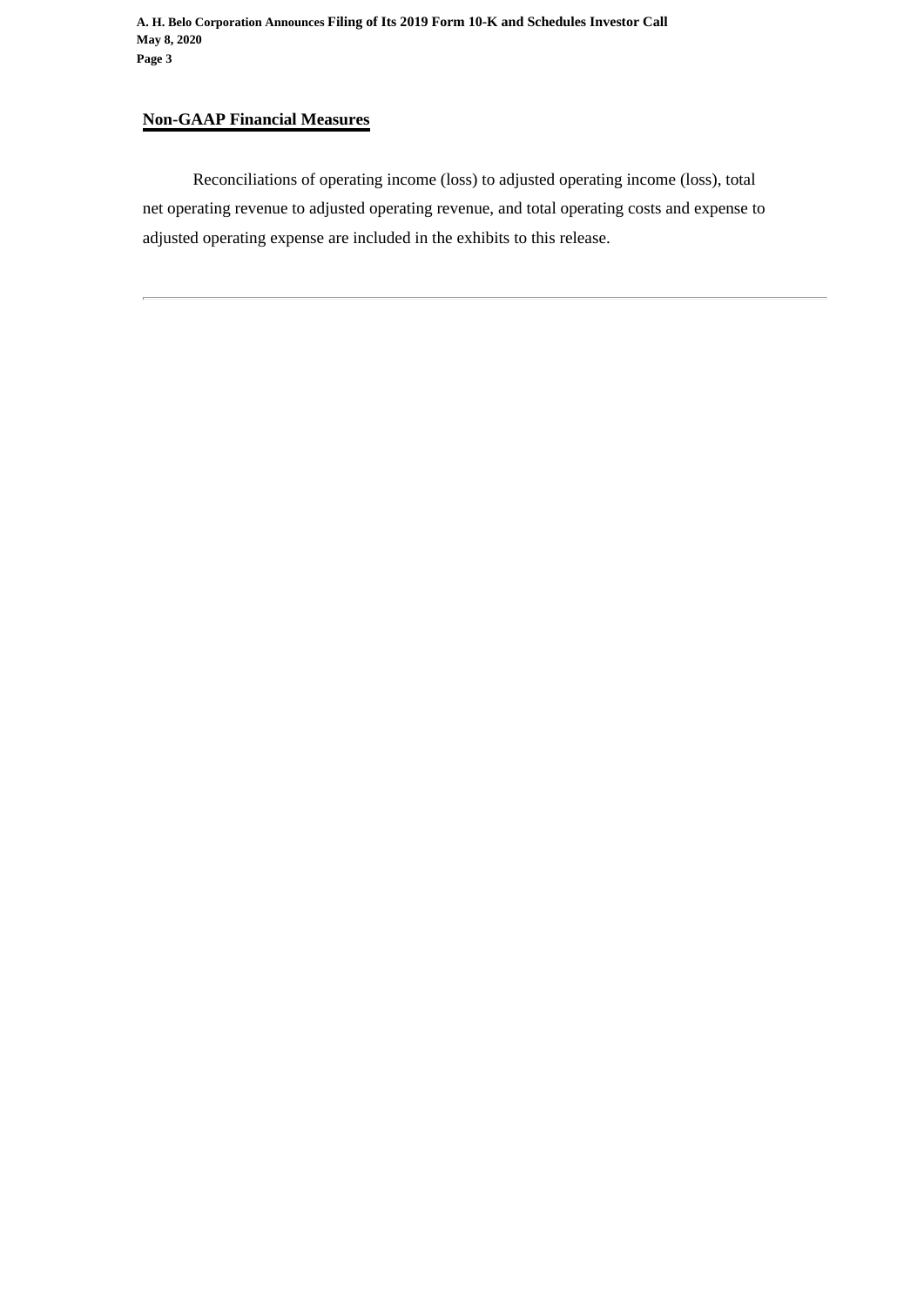## Non-GAAP Financial Measures

Reconciliations of operating income (loss) to adjusted operating income (loss), total net operating revenue to adjusted operating revenue, and total operating costs and expense to adjusted operating expense are included in the exhibits to this release.

---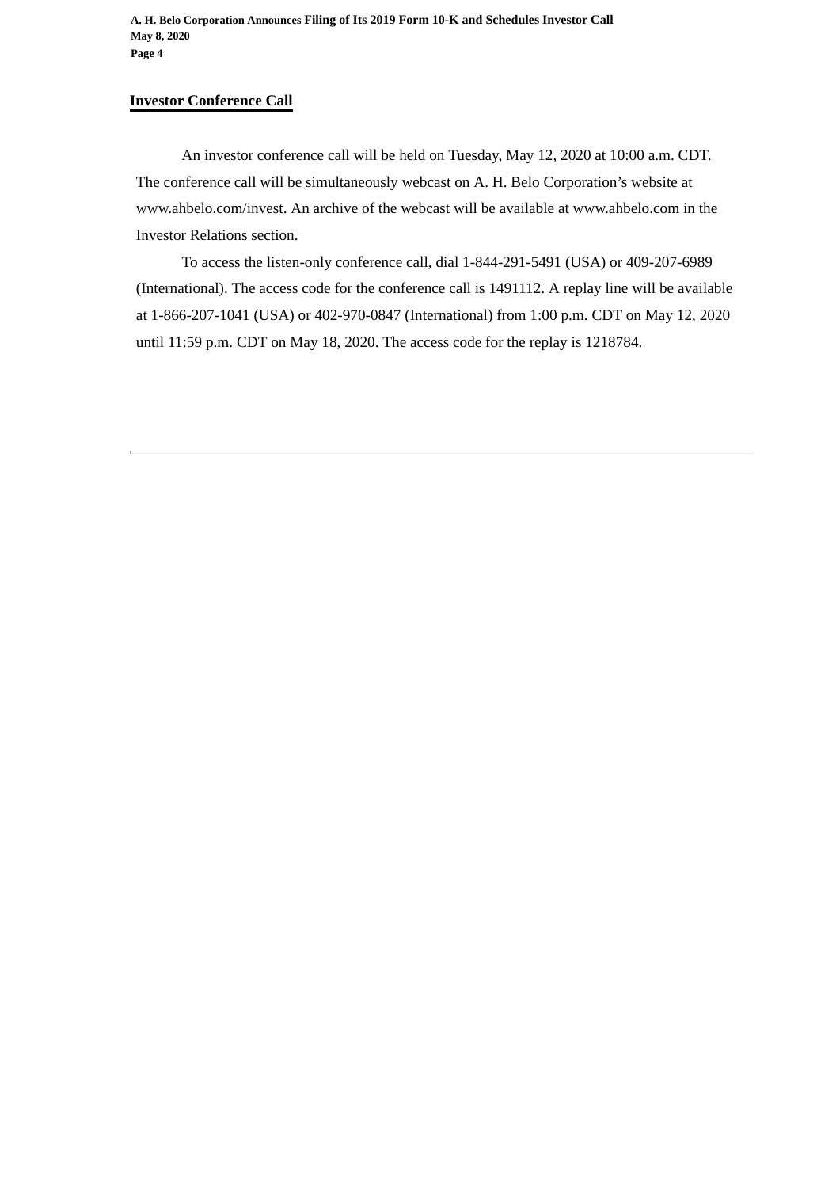## Investor Conference Call

An investor conference call will be held on Tuesday, May 12, 2020 at 10:00 a.m. CDT. The conference call will be simultaneously webcast on A. H. Belo Corporation's website at www.ahbelo.com/invest. An archive of the webcast will be available at www.ahbelo.com in the Investor Relations section.

To access the listen-only conference call, dial 1-844-291-5491 (USA) or 409-207-6989 (International). The access code for the conference call is 1491112. A replay line will be available at 1-866-207-1041 (USA) or 402-970-0847 (International) from 1:00 p.m. CDT on May 12, 2020 until 11:59 p.m. CDT on May 18, 2020. The access code for the replay is 1218784.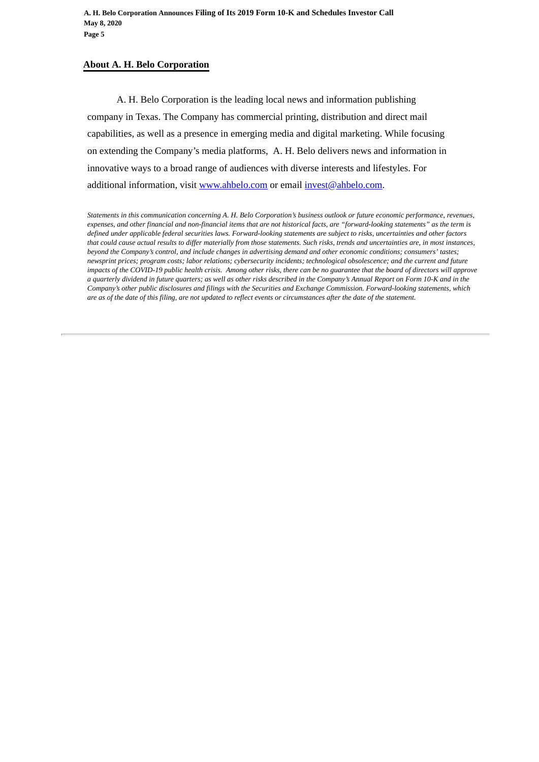## About A. H. Belo Corporation

A. H. Belo Corporation is the leading local news and information publishing company in Texas. The Company has commercial printing, distribution and direct mail capabilities, as well as a presence in emerging media and digital marketing. While focusing on extending the Company's media platforms, A. H. Belo delivers news and information in innovative ways to a broad range of audiences with diverse interests and lifestyles. For additional information, visit [www.ahbelo.com](http://www.ahbelo.com) or email [invest@ahbelo.com](mailto:invest@ahbelo.com).

*Statements in this communication concerning A. H. Belo Corporation's business outlook or future economic performance, revenues, expenses, and other financial and non-financial items that are not historical facts, are "forward-looking statements" as the term is defined under applicable federal securities laws. Forward-looking statements are subject to risks, uncertainties and other factors that could cause actual results to differ materially from those statements. Such risks, trends and uncertainties are, in most instances, beyond the Company's control, and include changes in advertising demand and other economic conditions; consumers' tastes; newsprint prices; program costs; labor relations; cybersecurity incidents; technological obsolescence; and the current and future impacts of the COVID-19 public health crisis. Among other risks, there can be no guarantee that the board of directors will approve a quarterly dividend in future quarters; as well as other risks described in the Company's Annual Report on Form 10-K and in the Company's other public disclosures and filings with the Securities and Exchange Commission. Forward-looking statements, which are as of the date of this filing, are not updated to reflect events or circumstances after the date of the statement.*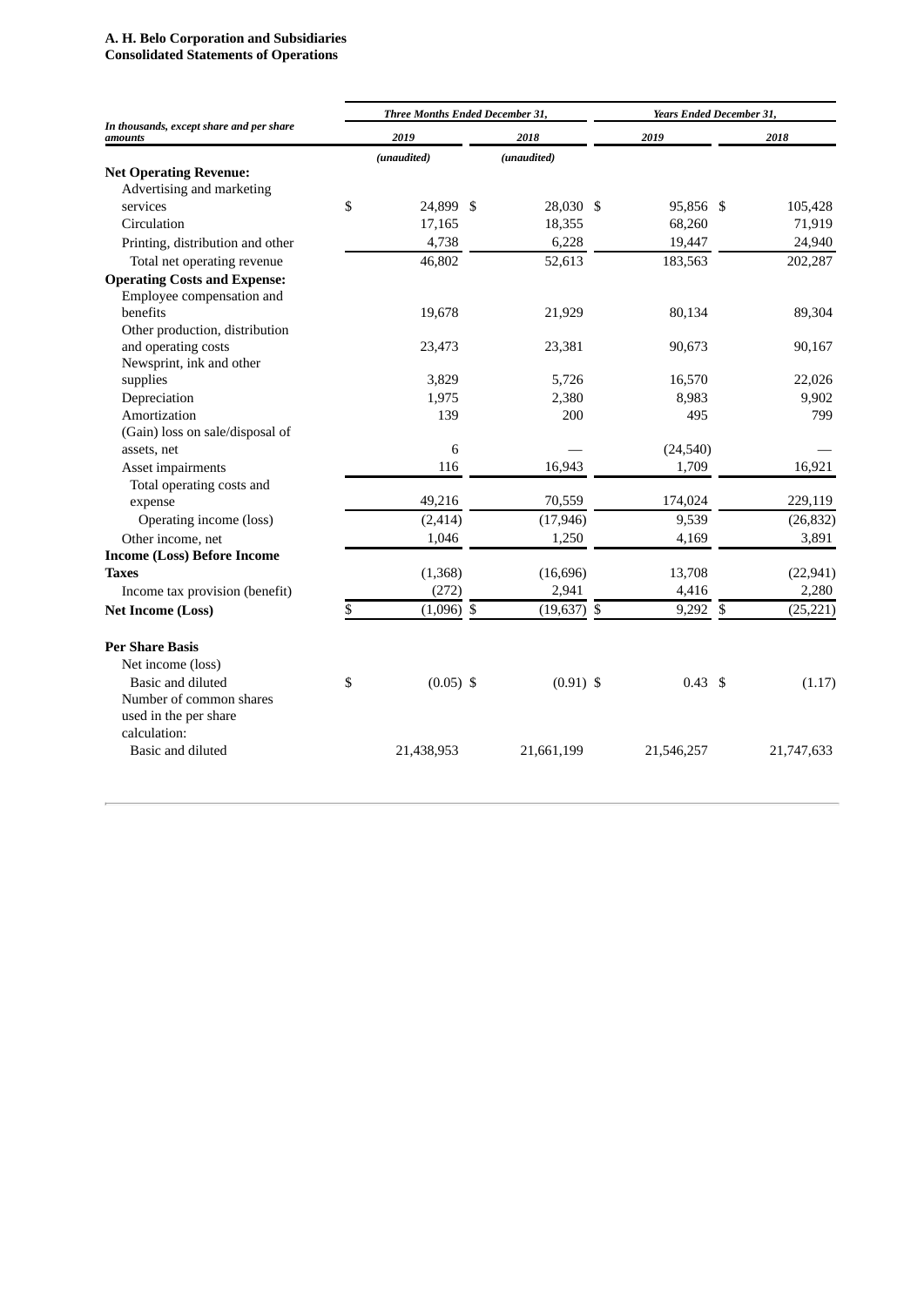**A. H. Belo Corporation and Subsidiaries**
**Consolidated Statements of Operations**

| *In thousands, except share and per share amounts* | *Three Months Ended December 31,* | | *Years Ended December 31,* | |
|---|---|---|---|---|
| | *2019* | *2018* | *2019* | *2018* |
| | *(unaudited)* | *(unaudited)* | | |
| **Net Operating Revenue:** | | | | |
| Advertising and marketing services | $ 24,899 | $ 28,030 | $ 95,856 | $ 105,428 |
| Circulation | 17,165 | 18,355 | 68,260 | 71,919 |
| Printing, distribution and other | 4,738 | 6,228 | 19,447 | 24,940 |
| Total net operating revenue | 46,802 | 52,613 | 183,563 | 202,287 |
| **Operating Costs and Expense:** | | | | |
| Employee compensation and benefits | 19,678 | 21,929 | 80,134 | 89,304 |
| Other production, distribution and operating costs | 23,473 | 23,381 | 90,673 | 90,167 |
| Newsprint, ink and other supplies | 3,829 | 5,726 | 16,570 | 22,026 |
| Depreciation | 1,975 | 2,380 | 8,983 | 9,902 |
| Amortization | 139 | 200 | 495 | 799 |
| (Gain) loss on sale/disposal of assets, net | 6 | — | (24,540) | — |
| Asset impairments | 116 | 16,943 | 1,709 | 16,921 |
| Total operating costs and expense | 49,216 | 70,559 | 174,024 | 229,119 |
| Operating income (loss) | (2,414) | (17,946) | 9,539 | (26,832) |
| Other income, net | 1,046 | 1,250 | 4,169 | 3,891 |
| **Income (Loss) Before Income Taxes** | (1,368) | (16,696) | 13,708 | (22,941) |
| Income tax provision (benefit) | (272) | 2,941 | 4,416 | 2,280 |
| **Net Income (Loss)** | $ (1,096) | $ (19,637) | $ 9,292 | $ (25,221) |
| | | | | |
| **Per Share Basis** | | | | |
| Net income (loss) | | | | |
| Basic and diluted | $ (0.05) | $ (0.91) | $ 0.43 | $ (1.17) |
| Number of common shares used in the per share calculation: | | | | |
| Basic and diluted | 21,438,953 | 21,661,199 | 21,546,257 | 21,747,633 |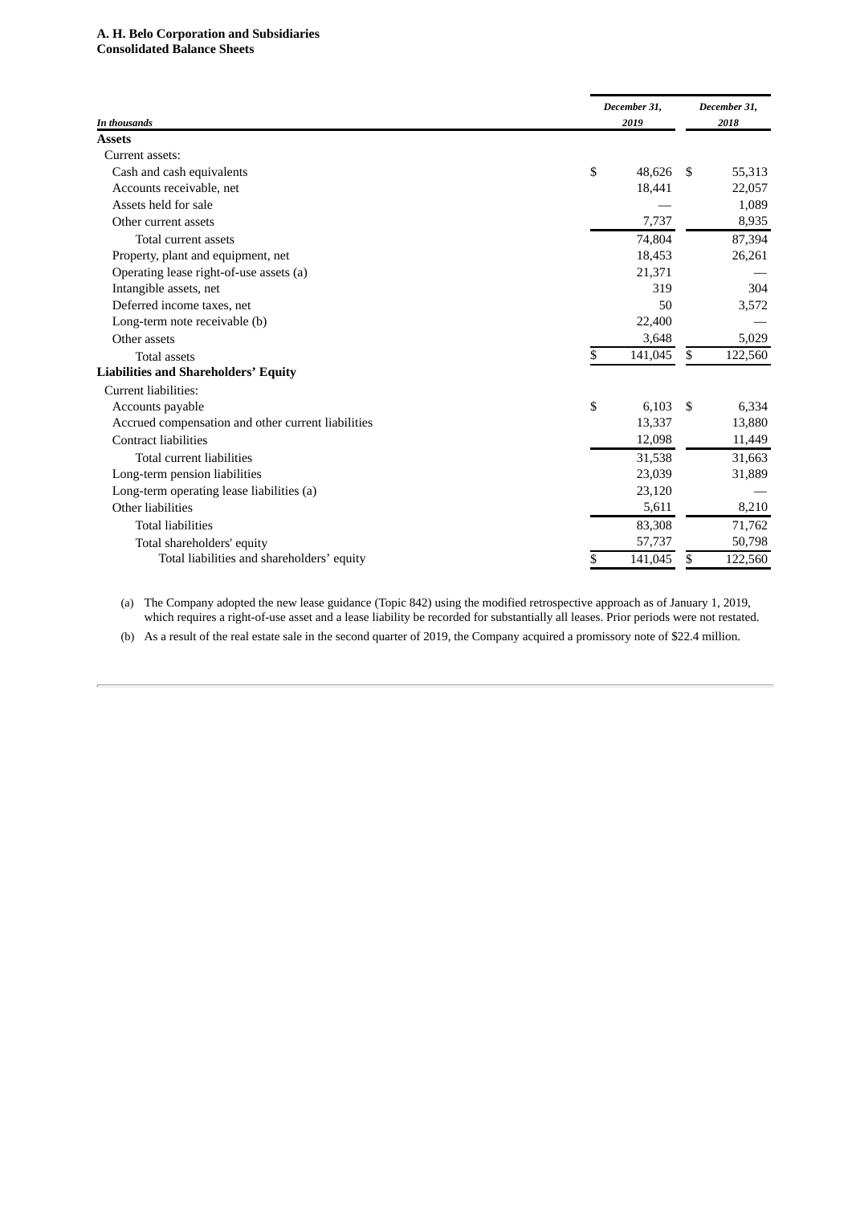**A. H. Belo Corporation and Subsidiaries**
**Consolidated Balance Sheets**

| *In thousands* | *December 31, 2019* | *December 31, 2018* |
|---|---|---|
| **Assets** | | |
| Current assets: | | |
| Cash and cash equivalents | $ 48,626 | $ 55,313 |
| Accounts receivable, net | 18,441 | 22,057 |
| Assets held for sale | — | 1,089 |
| Other current assets | 7,737 | 8,935 |
| Total current assets | 74,804 | 87,394 |
| Property, plant and equipment, net | 18,453 | 26,261 |
| Operating lease right-of-use assets (a) | 21,371 | — |
| Intangible assets, net | 319 | 304 |
| Deferred income taxes, net | 50 | 3,572 |
| Long-term note receivable (b) | 22,400 | — |
| Other assets | 3,648 | 5,029 |
| Total assets | $ 141,045 | $ 122,560 |
| **Liabilities and Shareholders' Equity** | | |
| Current liabilities: | | |
| Accounts payable | $ 6,103 | $ 6,334 |
| Accrued compensation and other current liabilities | 13,337 | 13,880 |
| Contract liabilities | 12,098 | 11,449 |
| Total current liabilities | 31,538 | 31,663 |
| Long-term pension liabilities | 23,039 | 31,889 |
| Long-term operating lease liabilities (a) | 23,120 | — |
| Other liabilities | 5,611 | 8,210 |
| Total liabilities | 83,308 | 71,762 |
| Total shareholders' equity | 57,737 | 50,798 |
| Total liabilities and shareholders' equity | $ 141,045 | $ 122,560 |

(a) The Company adopted the new lease guidance (Topic 842) using the modified retrospective approach as of January 1, 2019, which requires a right-of-use asset and a lease liability be recorded for substantially all leases. Prior periods were not restated.

(b) As a result of the real estate sale in the second quarter of 2019, the Company acquired a promissory note of $22.4 million.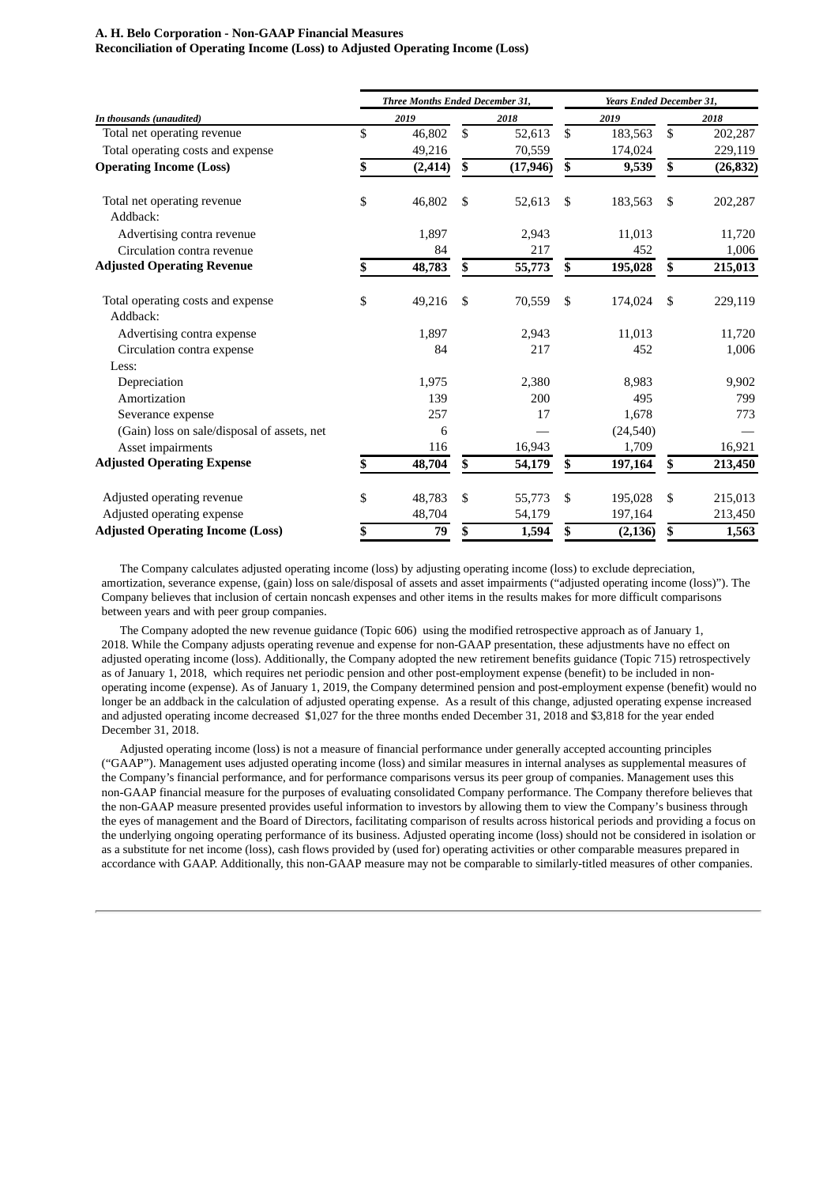**A. H. Belo Corporation - Non-GAAP Financial Measures**
**Reconciliation of Operating Income (Loss) to Adjusted Operating Income (Loss)**

| | Three Months Ended December 31, | | Years Ended December 31, | |
|---|---|---|---|---|
| *In thousands (unaudited)* | *2019* | *2018* | *2019* | *2018* |
| Total net operating revenue | $ 46,802 | $ 52,613 | $ 183,563 | $ 202,287 |
| Total operating costs and expense | 49,216 | 70,559 | 174,024 | 229,119 |
| **Operating Income (Loss)** | **$ (2,414)** | **$ (17,946)** | **$ 9,539** | **$ (26,832)** |
| | | | | |
| Total net operating revenue | $ 46,802 | $ 52,613 | $ 183,563 | $ 202,287 |
| Addback: | | | | |
| Advertising contra revenue | 1,897 | 2,943 | 11,013 | 11,720 |
| Circulation contra revenue | 84 | 217 | 452 | 1,006 |
| **Adjusted Operating Revenue** | **$ 48,783** | **$ 55,773** | **$ 195,028** | **$ 215,013** |
| | | | | |
| Total operating costs and expense | $ 49,216 | $ 70,559 | $ 174,024 | $ 229,119 |
| Addback: | | | | |
| Advertising contra expense | 1,897 | 2,943 | 11,013 | 11,720 |
| Circulation contra expense | 84 | 217 | 452 | 1,006 |
| Less: | | | | |
| Depreciation | 1,975 | 2,380 | 8,983 | 9,902 |
| Amortization | 139 | 200 | 495 | 799 |
| Severance expense | 257 | 17 | 1,678 | 773 |
| (Gain) loss on sale/disposal of assets, net | 6 | — | (24,540) | — |
| Asset impairments | 116 | 16,943 | 1,709 | 16,921 |
| **Adjusted Operating Expense** | **$ 48,704** | **$ 54,179** | **$ 197,164** | **$ 213,450** |
| | | | | |
| Adjusted operating revenue | $ 48,783 | $ 55,773 | $ 195,028 | $ 215,013 |
| Adjusted operating expense | 48,704 | 54,179 | 197,164 | 213,450 |
| **Adjusted Operating Income (Loss)** | **$ 79** | **$ 1,594** | **$ (2,136)** | **$ 1,563** |

The Company calculates adjusted operating income (loss) by adjusting operating income (loss) to exclude depreciation, amortization, severance expense, (gain) loss on sale/disposal of assets and asset impairments ("adjusted operating income (loss)"). The Company believes that inclusion of certain noncash expenses and other items in the results makes for more difficult comparisons between years and with peer group companies.

The Company adopted the new revenue guidance (Topic 606) using the modified retrospective approach as of January 1, 2018. While the Company adjusts operating revenue and expense for non-GAAP presentation, these adjustments have no effect on adjusted operating income (loss). Additionally, the Company adopted the new retirement benefits guidance (Topic 715) retrospectively as of January 1, 2018, which requires net periodic pension and other post-employment expense (benefit) to be included in non-operating income (expense). As of January 1, 2019, the Company determined pension and post-employment expense (benefit) would no longer be an addback in the calculation of adjusted operating expense. As a result of this change, adjusted operating expense increased and adjusted operating income decreased $1,027 for the three months ended December 31, 2018 and $3,818 for the year ended December 31, 2018.

Adjusted operating income (loss) is not a measure of financial performance under generally accepted accounting principles ("GAAP"). Management uses adjusted operating income (loss) and similar measures in internal analyses as supplemental measures of the Company's financial performance, and for performance comparisons versus its peer group of companies. Management uses this non-GAAP financial measure for the purposes of evaluating consolidated Company performance. The Company therefore believes that the non-GAAP measure presented provides useful information to investors by allowing them to view the Company's business through the eyes of management and the Board of Directors, facilitating comparison of results across historical periods and providing a focus on the underlying ongoing operating performance of its business. Adjusted operating income (loss) should not be considered in isolation or as a substitute for net income (loss), cash flows provided by (used for) operating activities or other comparable measures prepared in accordance with GAAP. Additionally, this non-GAAP measure may not be comparable to similarly-titled measures of other companies.